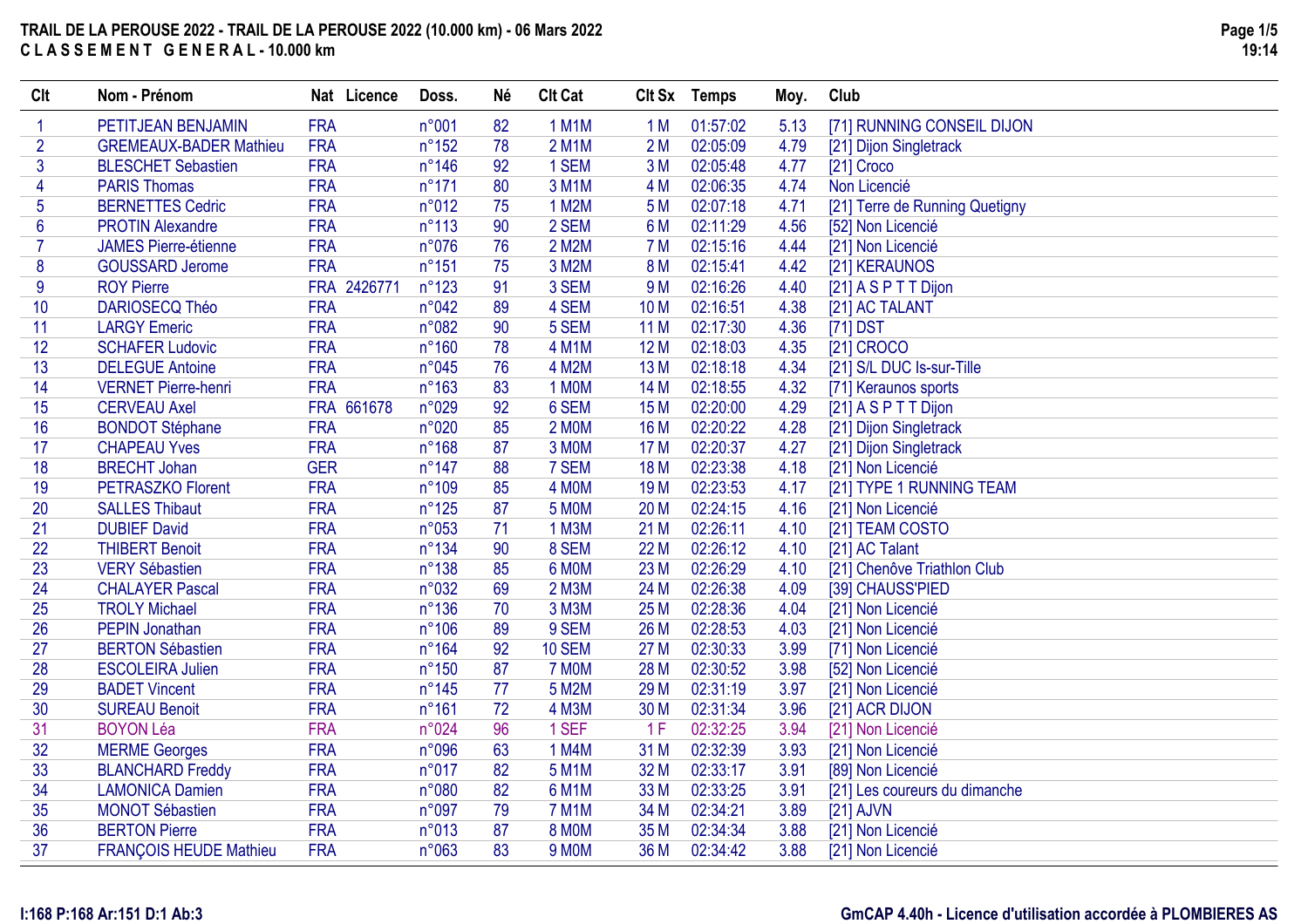# TRAIL DE LA PEROUSE 2022 - TRAIL DE LA PEROUSE 2022 (10.000 km) - 06 Mars 2022

## C L A S S E M E N T   G E N E R A L - 10.000 km

| Clt | Nom - Prénom | Nat | Licence | Doss. | Né | Clt Cat | Clt Sx | Temps | Moy. | Club |
|---|---|---|---|---|---|---|---|---|---|---|
| 1 | PETITJEAN BENJAMIN | FRA | | n°001 | 82 | 1 M1M | 1 M | 01:57:02 | 5.13 | [71] RUNNING CONSEIL DIJON |
| 2 | GREMEAUX-BADER Mathieu | FRA | | n°152 | 78 | 2 M1M | 2 M | 02:05:09 | 4.79 | [21] Dijon Singletrack |
| 3 | BLESCHET Sebastien | FRA | | n°146 | 92 | 1 SEM | 3 M | 02:05:48 | 4.77 | [21] Croco |
| 4 | PARIS Thomas | FRA | | n°171 | 80 | 3 M1M | 4 M | 02:06:35 | 4.74 | Non Licencié |
| 5 | BERNETTES Cedric | FRA | | n°012 | 75 | 1 M2M | 5 M | 02:07:18 | 4.71 | [21] Terre de Running Quetigny |
| 6 | PROTIN Alexandre | FRA | | n°113 | 90 | 2 SEM | 6 M | 02:11:29 | 4.56 | [52] Non Licencié |
| 7 | JAMES Pierre-étienne | FRA | | n°076 | 76 | 2 M2M | 7 M | 02:15:16 | 4.44 | [21] Non Licencié |
| 8 | GOUSSARD Jerome | FRA | | n°151 | 75 | 3 M2M | 8 M | 02:15:41 | 4.42 | [21] KERAUNOS |
| 9 | ROY Pierre | FRA | 2426771 | n°123 | 91 | 3 SEM | 9 M | 02:16:26 | 4.40 | [21] A S P T T Dijon |
| 10 | DARIOSECQ Théo | FRA | | n°042 | 89 | 4 SEM | 10 M | 02:16:51 | 4.38 | [21] AC TALANT |
| 11 | LARGY Emeric | FRA | | n°082 | 90 | 5 SEM | 11 M | 02:17:30 | 4.36 | [71] DST |
| 12 | SCHAFER Ludovic | FRA | | n°160 | 78 | 4 M1M | 12 M | 02:18:03 | 4.35 | [21] CROCO |
| 13 | DELEGUE Antoine | FRA | | n°045 | 76 | 4 M2M | 13 M | 02:18:18 | 4.34 | [21] S/L DUC Is-sur-Tille |
| 14 | VERNET Pierre-henri | FRA | | n°163 | 83 | 1 M0M | 14 M | 02:18:55 | 4.32 | [71] Keraunos sports |
| 15 | CERVEAU Axel | FRA | 661678 | n°029 | 92 | 6 SEM | 15 M | 02:20:00 | 4.29 | [21] A S P T T Dijon |
| 16 | BONDOT Stéphane | FRA | | n°020 | 85 | 2 M0M | 16 M | 02:20:22 | 4.28 | [21] Dijon Singletrack |
| 17 | CHAPEAU Yves | FRA | | n°168 | 87 | 3 M0M | 17 M | 02:20:37 | 4.27 | [21] Dijon Singletrack |
| 18 | BRECHT Johan | GER | | n°147 | 88 | 7 SEM | 18 M | 02:23:38 | 4.18 | [21] Non Licencié |
| 19 | PETRASZKO Florent | FRA | | n°109 | 85 | 4 M0M | 19 M | 02:23:53 | 4.17 | [21] TYPE 1 RUNNING TEAM |
| 20 | SALLES Thibaut | FRA | | n°125 | 87 | 5 M0M | 20 M | 02:24:15 | 4.16 | [21] Non Licencié |
| 21 | DUBIEF David | FRA | | n°053 | 71 | 1 M3M | 21 M | 02:26:11 | 4.10 | [21] TEAM COSTO |
| 22 | THIBERT Benoit | FRA | | n°134 | 90 | 8 SEM | 22 M | 02:26:12 | 4.10 | [21] AC Talant |
| 23 | VERY Sébastien | FRA | | n°138 | 85 | 6 M0M | 23 M | 02:26:29 | 4.10 | [21] Chenôve Triathlon Club |
| 24 | CHALAYER Pascal | FRA | | n°032 | 69 | 2 M3M | 24 M | 02:26:38 | 4.09 | [39] CHAUSS'PIED |
| 25 | TROLY Michael | FRA | | n°136 | 70 | 3 M3M | 25 M | 02:28:36 | 4.04 | [21] Non Licencié |
| 26 | PEPIN Jonathan | FRA | | n°106 | 89 | 9 SEM | 26 M | 02:28:53 | 4.03 | [21] Non Licencié |
| 27 | BERTON Sébastien | FRA | | n°164 | 92 | 10 SEM | 27 M | 02:30:33 | 3.99 | [71] Non Licencié |
| 28 | ESCOLEIRA Julien | FRA | | n°150 | 87 | 7 M0M | 28 M | 02:30:52 | 3.98 | [52] Non Licencié |
| 29 | BADET Vincent | FRA | | n°145 | 77 | 5 M2M | 29 M | 02:31:19 | 3.97 | [21] Non Licencié |
| 30 | SUREAU Benoit | FRA | | n°161 | 72 | 4 M3M | 30 M | 02:31:34 | 3.96 | [21] ACR DIJON |
| 31 | BOYON Léa | FRA | | n°024 | 96 | 1 SEF | 1 F | 02:32:25 | 3.94 | [21] Non Licencié |
| 32 | MERME Georges | FRA | | n°096 | 63 | 1 M4M | 31 M | 02:32:39 | 3.93 | [21] Non Licencié |
| 33 | BLANCHARD Freddy | FRA | | n°017 | 82 | 5 M1M | 32 M | 02:33:17 | 3.91 | [89] Non Licencié |
| 34 | LAMONICA Damien | FRA | | n°080 | 82 | 6 M1M | 33 M | 02:33:25 | 3.91 | [21] Les coureurs du dimanche |
| 35 | MONOT Sébastien | FRA | | n°097 | 79 | 7 M1M | 34 M | 02:34:21 | 3.89 | [21] AJVN |
| 36 | BERTON Pierre | FRA | | n°013 | 87 | 8 M0M | 35 M | 02:34:34 | 3.88 | [21] Non Licencié |
| 37 | FRANÇOIS HEUDE Mathieu | FRA | | n°063 | 83 | 9 M0M | 36 M | 02:34:42 | 3.88 | [21] Non Licencié |

I:168 P:168 Ar:151 D:1 Ab:3

GmCAP 4.40h - Licence d'utilisation accordée à PLOMBIERES AS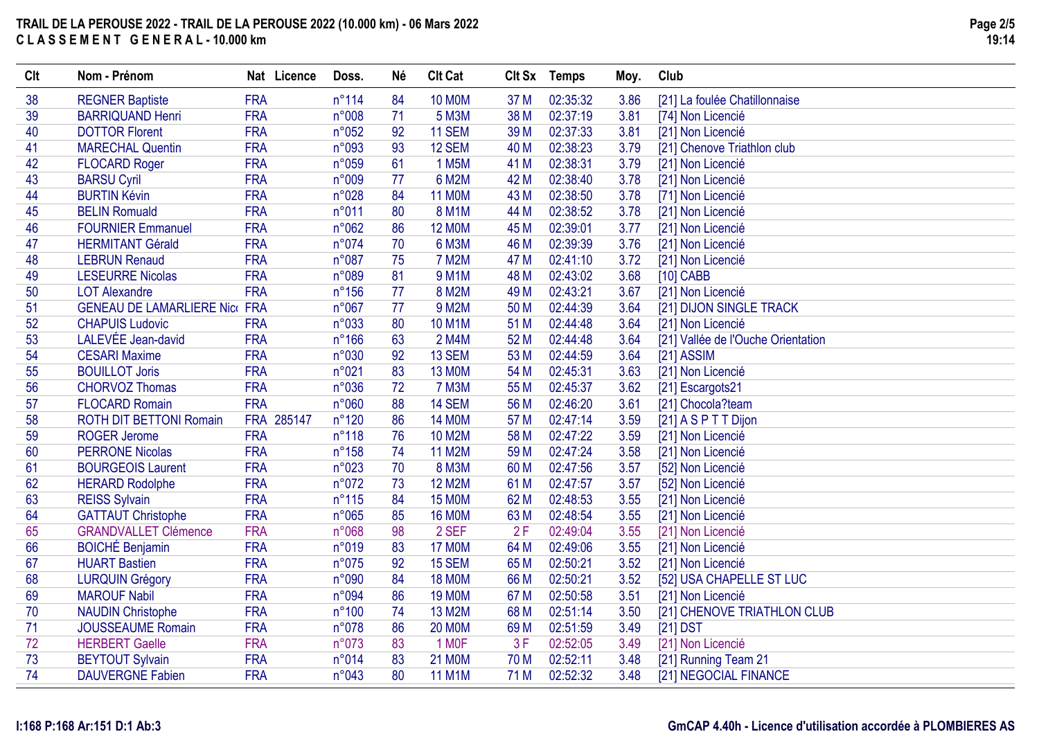# TRAIL DE LA PEROUSE 2022 - TRAIL DE LA PEROUSE 2022 (10.000 km) - 06 Mars 2022

## C L A S S E M E N T   G E N E R A L - 10.000 km

| Clt | Nom - Prénom | Nat | Licence | Doss. | Né | Clt Cat | Clt Sx | Temps | Moy. | Club |
|---|---|---|---|---|---|---|---|---|---|---|
| 38 | REGNER Baptiste | FRA | | n°114 | 84 | 10 M0M | 37 M | 02:35:32 | 3.86 | [21] La foulée Chatillonnaise |
| 39 | BARRIQUAND Henri | FRA | | n°008 | 71 | 5 M3M | 38 M | 02:37:19 | 3.81 | [74] Non Licencié |
| 40 | DOTTOR Florent | FRA | | n°052 | 92 | 11 SEM | 39 M | 02:37:33 | 3.81 | [21] Non Licencié |
| 41 | MARECHAL Quentin | FRA | | n°093 | 93 | 12 SEM | 40 M | 02:38:23 | 3.79 | [21] Chenove Triathlon club |
| 42 | FLOCARD Roger | FRA | | n°059 | 61 | 1 M5M | 41 M | 02:38:31 | 3.79 | [21] Non Licencié |
| 43 | BARSU Cyril | FRA | | n°009 | 77 | 6 M2M | 42 M | 02:38:40 | 3.78 | [21] Non Licencié |
| 44 | BURTIN Kévin | FRA | | n°028 | 84 | 11 M0M | 43 M | 02:38:50 | 3.78 | [71] Non Licencié |
| 45 | BELIN Romuald | FRA | | n°011 | 80 | 8 M1M | 44 M | 02:38:52 | 3.78 | [21] Non Licencié |
| 46 | FOURNIER Emmanuel | FRA | | n°062 | 86 | 12 M0M | 45 M | 02:39:01 | 3.77 | [21] Non Licencié |
| 47 | HERMITANT Gérald | FRA | | n°074 | 70 | 6 M3M | 46 M | 02:39:39 | 3.76 | [21] Non Licencié |
| 48 | LEBRUN Renaud | FRA | | n°087 | 75 | 7 M2M | 47 M | 02:41:10 | 3.72 | [21] Non Licencié |
| 49 | LESEURRE Nicolas | FRA | | n°089 | 81 | 9 M1M | 48 M | 02:43:02 | 3.68 | [10] CABB |
| 50 | LOT Alexandre | FRA | | n°156 | 77 | 8 M2M | 49 M | 02:43:21 | 3.67 | [21] Non Licencié |
| 51 | GENEAU DE LAMARLIERE Nic | FRA | | n°067 | 77 | 9 M2M | 50 M | 02:44:39 | 3.64 | [21] DIJON SINGLE TRACK |
| 52 | CHAPUIS Ludovic | FRA | | n°033 | 80 | 10 M1M | 51 M | 02:44:48 | 3.64 | [21] Non Licencié |
| 53 | LALEVÉE Jean-david | FRA | | n°166 | 63 | 2 M4M | 52 M | 02:44:48 | 3.64 | [21] Vallée de l'Ouche Orientation |
| 54 | CESARI Maxime | FRA | | n°030 | 92 | 13 SEM | 53 M | 02:44:59 | 3.64 | [21] ASSIM |
| 55 | BOUILLOT Joris | FRA | | n°021 | 83 | 13 M0M | 54 M | 02:45:31 | 3.63 | [21] Non Licencié |
| 56 | CHORVOZ Thomas | FRA | | n°036 | 72 | 7 M3M | 55 M | 02:45:37 | 3.62 | [21] Escargots21 |
| 57 | FLOCARD Romain | FRA | | n°060 | 88 | 14 SEM | 56 M | 02:46:20 | 3.61 | [21] Chocola?team |
| 58 | ROTH DIT BETTONI Romain | FRA | 285147 | n°120 | 86 | 14 M0M | 57 M | 02:47:14 | 3.59 | [21] A S P T T Dijon |
| 59 | ROGER Jerome | FRA | | n°118 | 76 | 10 M2M | 58 M | 02:47:22 | 3.59 | [21] Non Licencié |
| 60 | PERRONE Nicolas | FRA | | n°158 | 74 | 11 M2M | 59 M | 02:47:24 | 3.58 | [21] Non Licencié |
| 61 | BOURGEOIS Laurent | FRA | | n°023 | 70 | 8 M3M | 60 M | 02:47:56 | 3.57 | [52] Non Licencié |
| 62 | HERARD Rodolphe | FRA | | n°072 | 73 | 12 M2M | 61 M | 02:47:57 | 3.57 | [52] Non Licencié |
| 63 | REISS Sylvain | FRA | | n°115 | 84 | 15 M0M | 62 M | 02:48:53 | 3.55 | [21] Non Licencié |
| 64 | GATTAUT Christophe | FRA | | n°065 | 85 | 16 M0M | 63 M | 02:48:54 | 3.55 | [21] Non Licencié |
| 65 | GRANDVALLET Clémence | FRA | | n°068 | 98 | 2 SEF | 2 F | 02:49:04 | 3.55 | [21] Non Licencié |
| 66 | BOICHÉ Benjamin | FRA | | n°019 | 83 | 17 M0M | 64 M | 02:49:06 | 3.55 | [21] Non Licencié |
| 67 | HUART Bastien | FRA | | n°075 | 92 | 15 SEM | 65 M | 02:50:21 | 3.52 | [21] Non Licencié |
| 68 | LURQUIN Grégory | FRA | | n°090 | 84 | 18 M0M | 66 M | 02:50:21 | 3.52 | [52] USA CHAPELLE ST LUC |
| 69 | MAROUF Nabil | FRA | | n°094 | 86 | 19 M0M | 67 M | 02:50:58 | 3.51 | [21] Non Licencié |
| 70 | NAUDIN Christophe | FRA | | n°100 | 74 | 13 M2M | 68 M | 02:51:14 | 3.50 | [21] CHENOVE TRIATHLON CLUB |
| 71 | JOUSSEAUME Romain | FRA | | n°078 | 86 | 20 M0M | 69 M | 02:51:59 | 3.49 | [21] DST |
| 72 | HERBERT Gaelle | FRA | | n°073 | 83 | 1 M0F | 3 F | 02:52:05 | 3.49 | [21] Non Licencié |
| 73 | BEYTOUT Sylvain | FRA | | n°014 | 83 | 21 M0M | 70 M | 02:52:11 | 3.48 | [21] Running Team 21 |
| 74 | DAUVERGNE Fabien | FRA | | n°043 | 80 | 11 M1M | 71 M | 02:52:32 | 3.48 | [21] NEGOCIAL FINANCE |

I:168 P:168 Ar:151 D:1 Ab:3

GmCAP 4.40h - Licence d'utilisation accordée à PLOMBIERES AS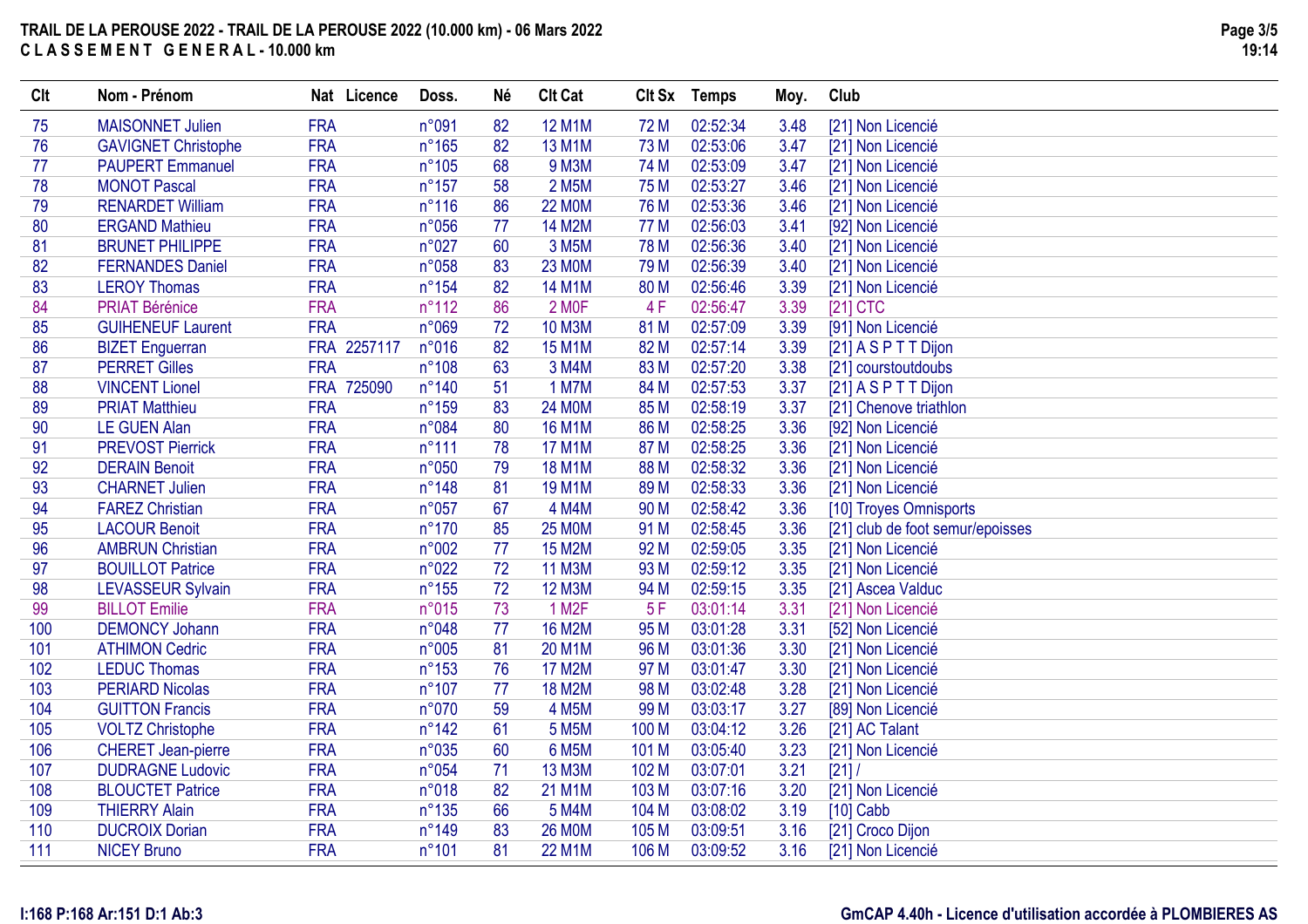**TRAIL DE LA PEROUSE 2022 - TRAIL DE LA PEROUSE 2022 (10.000 km) - 06 Mars 2022**
**C L A S S E M E N T G E N E R A L - 10.000 km**

| Clt | Nom - Prénom | Nat | Licence | Doss. | Né | Clt Cat | Clt Sx | Temps | Moy. | Club |
|---|---|---|---|---|---|---|---|---|---|---|
| 75 | MAISONNET Julien | FRA | | n°091 | 82 | 12 M1M | 72 M | 02:52:34 | 3.48 | [21] Non Licencié |
| 76 | GAVIGNET Christophe | FRA | | n°165 | 82 | 13 M1M | 73 M | 02:53:06 | 3.47 | [21] Non Licencié |
| 77 | PAUPERT Emmanuel | FRA | | n°105 | 68 | 9 M3M | 74 M | 02:53:09 | 3.47 | [21] Non Licencié |
| 78 | MONOT Pascal | FRA | | n°157 | 58 | 2 M5M | 75 M | 02:53:27 | 3.46 | [21] Non Licencié |
| 79 | RENARDET William | FRA | | n°116 | 86 | 22 M0M | 76 M | 02:53:36 | 3.46 | [21] Non Licencié |
| 80 | ERGAND Mathieu | FRA | | n°056 | 77 | 14 M2M | 77 M | 02:56:03 | 3.41 | [92] Non Licencié |
| 81 | BRUNET PHILIPPE | FRA | | n°027 | 60 | 3 M5M | 78 M | 02:56:36 | 3.40 | [21] Non Licencié |
| 82 | FERNANDES Daniel | FRA | | n°058 | 83 | 23 M0M | 79 M | 02:56:39 | 3.40 | [21] Non Licencié |
| 83 | LEROY Thomas | FRA | | n°154 | 82 | 14 M1M | 80 M | 02:56:46 | 3.39 | [21] Non Licencié |
| 84 | PRIAT Bérénice | FRA | | n°112 | 86 | 2 M0F | 4 F | 02:56:47 | 3.39 | [21] CTC |
| 85 | GUIHENEUF Laurent | FRA | | n°069 | 72 | 10 M3M | 81 M | 02:57:09 | 3.39 | [91] Non Licencié |
| 86 | BIZET Enguerran | FRA | 2257117 | n°016 | 82 | 15 M1M | 82 M | 02:57:14 | 3.39 | [21] A S P T T Dijon |
| 87 | PERRET Gilles | FRA | | n°108 | 63 | 3 M4M | 83 M | 02:57:20 | 3.38 | [21] courstoutdoubs |
| 88 | VINCENT Lionel | FRA | 725090 | n°140 | 51 | 1 M7M | 84 M | 02:57:53 | 3.37 | [21] A S P T T Dijon |
| 89 | PRIAT Matthieu | FRA | | n°159 | 83 | 24 M0M | 85 M | 02:58:19 | 3.37 | [21] Chenove triathlon |
| 90 | LE GUEN Alan | FRA | | n°084 | 80 | 16 M1M | 86 M | 02:58:25 | 3.36 | [92] Non Licencié |
| 91 | PREVOST Pierrick | FRA | | n°111 | 78 | 17 M1M | 87 M | 02:58:25 | 3.36 | [21] Non Licencié |
| 92 | DERAIN Benoit | FRA | | n°050 | 79 | 18 M1M | 88 M | 02:58:32 | 3.36 | [21] Non Licencié |
| 93 | CHARNET Julien | FRA | | n°148 | 81 | 19 M1M | 89 M | 02:58:33 | 3.36 | [21] Non Licencié |
| 94 | FAREZ Christian | FRA | | n°057 | 67 | 4 M4M | 90 M | 02:58:42 | 3.36 | [10] Troyes Omnisports |
| 95 | LACOUR Benoit | FRA | | n°170 | 85 | 25 M0M | 91 M | 02:58:45 | 3.36 | [21] club de foot semur/epoisses |
| 96 | AMBRUN Christian | FRA | | n°002 | 77 | 15 M2M | 92 M | 02:59:05 | 3.35 | [21] Non Licencié |
| 97 | BOUILLOT Patrice | FRA | | n°022 | 72 | 11 M3M | 93 M | 02:59:12 | 3.35 | [21] Non Licencié |
| 98 | LEVASSEUR Sylvain | FRA | | n°155 | 72 | 12 M3M | 94 M | 02:59:15 | 3.35 | [21] Ascea Valduc |
| 99 | BILLOT Emilie | FRA | | n°015 | 73 | 1 M2F | 5 F | 03:01:14 | 3.31 | [21] Non Licencié |
| 100 | DEMONCY Johann | FRA | | n°048 | 77 | 16 M2M | 95 M | 03:01:28 | 3.31 | [52] Non Licencié |
| 101 | ATHIMON Cedric | FRA | | n°005 | 81 | 20 M1M | 96 M | 03:01:36 | 3.30 | [21] Non Licencié |
| 102 | LEDUC Thomas | FRA | | n°153 | 76 | 17 M2M | 97 M | 03:01:47 | 3.30 | [21] Non Licencié |
| 103 | PERIARD Nicolas | FRA | | n°107 | 77 | 18 M2M | 98 M | 03:02:48 | 3.28 | [21] Non Licencié |
| 104 | GUITTON Francis | FRA | | n°070 | 59 | 4 M5M | 99 M | 03:03:17 | 3.27 | [89] Non Licencié |
| 105 | VOLTZ Christophe | FRA | | n°142 | 61 | 5 M5M | 100 M | 03:04:12 | 3.26 | [21] AC Talant |
| 106 | CHERET Jean-pierre | FRA | | n°035 | 60 | 6 M5M | 101 M | 03:05:40 | 3.23 | [21] Non Licencié |
| 107 | DUDRAGNE Ludovic | FRA | | n°054 | 71 | 13 M3M | 102 M | 03:07:01 | 3.21 | [21] / |
| 108 | BLOUCTET Patrice | FRA | | n°018 | 82 | 21 M1M | 103 M | 03:07:16 | 3.20 | [21] Non Licencié |
| 109 | THIERRY Alain | FRA | | n°135 | 66 | 5 M4M | 104 M | 03:08:02 | 3.19 | [10] Cabb |
| 110 | DUCROIX Dorian | FRA | | n°149 | 83 | 26 M0M | 105 M | 03:09:51 | 3.16 | [21] Croco Dijon |
| 111 | NICEY Bruno | FRA | | n°101 | 81 | 22 M1M | 106 M | 03:09:52 | 3.16 | [21] Non Licencié |

I:168 P:168 Ar:151 D:1 Ab:3

GmCAP 4.40h - Licence d'utilisation accordée à PLOMBIERES AS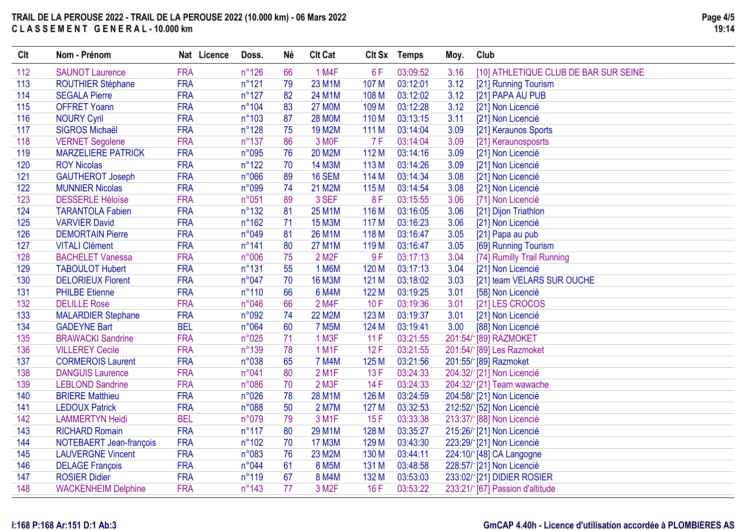**TRAIL DE LA PEROUSE 2022 - TRAIL DE LA PEROUSE 2022 (10.000 km) - 06 Mars 2022**
**C L A S S E M E N T G E N E R A L - 10.000 km**

| Clt | Nom - Prénom | Nat | Licence | Doss. | Né | Clt Cat | Clt Sx | Temps | Moy. | Club |
|---|---|---|---|---|---|---|---|---|---|---|
| 112 | SAUNOT Laurence | FRA | | n°126 | 66 | 1 M4F | 6 F | 03:09:52 | 3.16 | [10] ATHLETIQUE CLUB DE BAR SUR SEINE |
| 113 | ROUTHIER Stéphane | FRA | | n°121 | 79 | 23 M1M | 107 M | 03:12:01 | 3.12 | [21] Running Tourism |
| 114 | SEGALA Pierre | FRA | | n°127 | 82 | 24 M1M | 108 M | 03:12:02 | 3.12 | [21] PAPA AU PUB |
| 115 | OFFRET Yoann | FRA | | n°104 | 83 | 27 M0M | 109 M | 03:12:28 | 3.12 | [21] Non Licencié |
| 116 | NOURY Cyril | FRA | | n°103 | 87 | 28 M0M | 110 M | 03:13:15 | 3.11 | [21] Non Licencié |
| 117 | SIGROS Michaël | FRA | | n°128 | 75 | 19 M2M | 111 M | 03:14:04 | 3.09 | [21] Keraunos Sports |
| 118 | VERNET Segolene | FRA | | n°137 | 86 | 3 M0F | 7 F | 03:14:04 | 3.09 | [21] Keraunosposrts |
| 119 | MARZELIERE PATRICK | FRA | | n°095 | 76 | 20 M2M | 112 M | 03:14:16 | 3.09 | [21] Non Licencié |
| 120 | ROY Nicolas | FRA | | n°122 | 70 | 14 M3M | 113 M | 03:14:26 | 3.09 | [21] Non Licencié |
| 121 | GAUTHEROT Joseph | FRA | | n°066 | 89 | 16 SEM | 114 M | 03:14:34 | 3.08 | [21] Non Licencié |
| 122 | MUNNIER Nicolas | FRA | | n°099 | 74 | 21 M2M | 115 M | 03:14:54 | 3.08 | [21] Non Licencié |
| 123 | DESSERLE Héloïse | FRA | | n°051 | 89 | 3 SEF | 8 F | 03:15:55 | 3.06 | [71] Non Licencié |
| 124 | TARANTOLA Fabien | FRA | | n°132 | 81 | 25 M1M | 116 M | 03:16:05 | 3.06 | [21] Dijon Triathlon |
| 125 | VARVIER David | FRA | | n°162 | 71 | 15 M3M | 117 M | 03:16:23 | 3.06 | [21] Non Licencié |
| 126 | DEMORTAIN Pierre | FRA | | n°049 | 81 | 26 M1M | 118 M | 03:16:47 | 3.05 | [21] Papa au pub |
| 127 | VITALI Clément | FRA | | n°141 | 80 | 27 M1M | 119 M | 03:16:47 | 3.05 | [69] Running Tourism |
| 128 | BACHELET Vanessa | FRA | | n°006 | 75 | 2 M2F | 9 F | 03:17:13 | 3.04 | [74] Rumilly Trail Running |
| 129 | TABOULOT Hubert | FRA | | n°131 | 55 | 1 M6M | 120 M | 03:17:13 | 3.04 | [21] Non Licencié |
| 130 | DELORIEUX Florent | FRA | | n°047 | 70 | 16 M3M | 121 M | 03:18:02 | 3.03 | [21] team VELARS SUR OUCHE |
| 131 | PHILBE Etienne | FRA | | n°110 | 66 | 6 M4M | 122 M | 03:19:25 | 3.01 | [58] Non Licencié |
| 132 | DELILLE Rose | FRA | | n°046 | 66 | 2 M4F | 10 F | 03:19:36 | 3.01 | [21] LES CROCOS |
| 133 | MALARDIER Stephane | FRA | | n°092 | 74 | 22 M2M | 123 M | 03:19:37 | 3.01 | [21] Non Licencié |
| 134 | GADEYNE Bart | BEL | | n°064 | 60 | 7 M5M | 124 M | 03:19:41 | 3.00 | [88] Non Licencié |
| 135 | BRAWACKI Sandrine | FRA | | n°025 | 71 | 1 M3F | 11 F | 03:21:55 | 201:54/' | [89] RAZMOKET |
| 136 | VILLEREY Cecile | FRA | | n°139 | 78 | 1 M1F | 12 F | 03:21:55 | 201:54/' | [89] Les Razmoket |
| 137 | CORMEROIS Laurent | FRA | | n°038 | 65 | 7 M4M | 125 M | 03:21:56 | 201:55/' | [89] Razmoket |
| 138 | DANGUIS Laurence | FRA | | n°041 | 80 | 2 M1F | 13 F | 03:24:33 | 204:32/' | [21] Non Licencié |
| 139 | LEBLOND Sandrine | FRA | | n°086 | 70 | 2 M3F | 14 F | 03:24:33 | 204:32/' | [21] Team wawache |
| 140 | BRIERE Matthieu | FRA | | n°026 | 78 | 28 M1M | 126 M | 03:24:59 | 204:58/' | [21] Non Licencié |
| 141 | LEDOUX Patrick | FRA | | n°088 | 50 | 2 M7M | 127 M | 03:32:53 | 212:52/' | [52] Non Licencié |
| 142 | LAMMERTYN Heidi | BEL | | n°079 | 79 | 3 M1F | 15 F | 03:33:38 | 213:37/' | [88] Non Licencié |
| 143 | RICHARD Romain | FRA | | n°117 | 80 | 29 M1M | 128 M | 03:35:27 | 215:26/' | [21] Non Licencié |
| 144 | NOTEBAERT Jean-françois | FRA | | n°102 | 70 | 17 M3M | 129 M | 03:43:30 | 223:29/' | [21] Non Licencié |
| 145 | LAUVERGNE Vincent | FRA | | n°083 | 76 | 23 M2M | 130 M | 03:44:11 | 224:10/' | [48] CA Langogne |
| 146 | DELAGE François | FRA | | n°044 | 61 | 8 M5M | 131 M | 03:48:58 | 228:57/' | [21] Non Licencié |
| 147 | ROSIER Didier | FRA | | n°119 | 67 | 8 M4M | 132 M | 03:53:03 | 233:02/' | [21] DIDIER ROSIER |
| 148 | WACKENHEIM Delphine | FRA | | n°143 | 77 | 3 M2F | 16 F | 03:53:22 | 233:21/' | [67] Passion d'altitude |

I:168 P:168 Ar:151 D:1 Ab:3

GmCAP 4.40h - Licence d'utilisation accordée à PLOMBIERES AS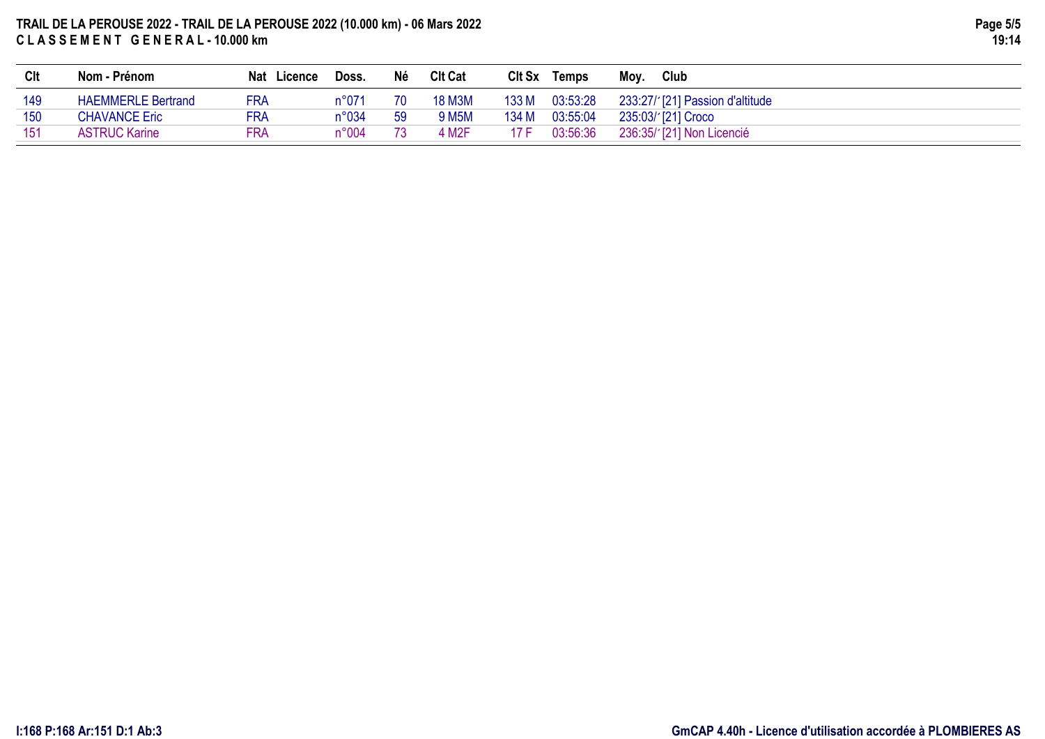**TRAIL DE LA PEROUSE 2022 - TRAIL DE LA PEROUSE 2022 (10.000 km) - 06 Mars 2022**
**C L A S S E M E N T   G E N E R A L - 10.000 km**

| Clt | Nom - Prénom | Nat | Licence | Doss. | Né | Clt Cat | Clt Sx | Temps | Moy. | Club |
|---|---|---|---|---|---|---|---|---|---|---|
| 149 | HAEMMERLE Bertrand | FRA | | n°071 | 70 | 18 M3M | 133 M | 03:53:28 | 233:27/ | [21] Passion d'altitude |
| 150 | CHAVANCE Eric | FRA | | n°034 | 59 | 9 M5M | 134 M | 03:55:04 | 235:03/ | [21] Croco |
| 151 | ASTRUC Karine | FRA | | n°004 | 73 | 4 M2F | 17 F | 03:56:36 | 236:35/ | [21] Non Licencié |

I:168 P:168 Ar:151 D:1 Ab:3

GmCAP 4.40h - Licence d'utilisation accordée à PLOMBIERES AS